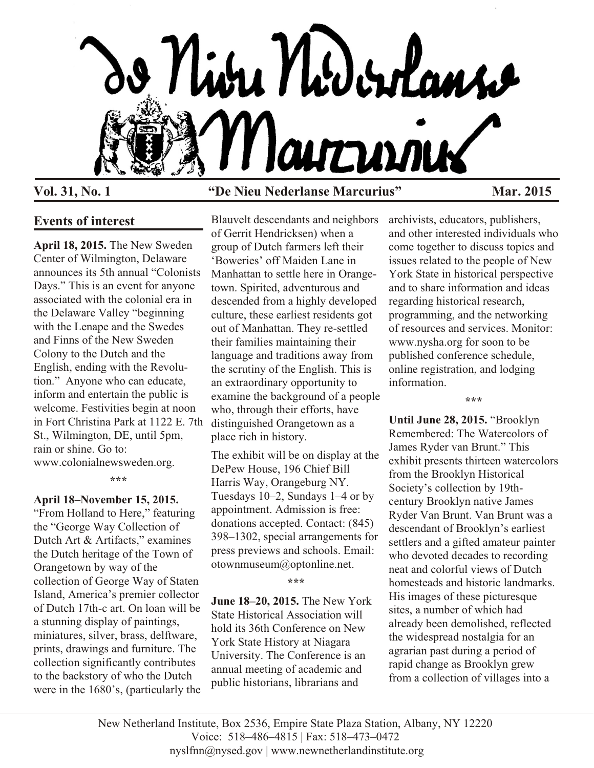# De Nieu Nederlanse Marcurius

**Vol. 31, No. 1** "De Nieu Nederlanse Marcurius" **Mar. 2015**

## Events of interest

**April 18, 2015.** The New Sweden Center of Wilmington, Delaware announces its 5th annual "Colonists Days." This is an event for anyone associated with the colonial era in the Delaware Valley "beginning with the Lenape and the Swedes and Finns of the New Sweden Colony to the Dutch and the English, ending with the Revolution." Anyone who can educate, inform and entertain the public is welcome. Festivities begin at noon in Fort Christina Park at 1122 E. 7th St., Wilmington, DE, until 5pm, rain or shine. Go to: www.colonialnewsweden.org.

\*\*\*

**April 18–November 15, 2015.** "From Holland to Here," featuring the "George Way Collection of Dutch Art & Artifacts," examines the Dutch heritage of the Town of Orangetown by way of the collection of George Way of Staten Island, America's premier collector of Dutch 17th-c art. On loan will be a stunning display of paintings, miniatures, silver, brass, delftware, prints, drawings and furniture. The collection significantly contributes to the backstory of who the Dutch were in the 1680's, (particularly the Blauvelt descendants and neighbors of Gerrit Hendricksen) when a group of Dutch farmers left their 'Boweries' off Maiden Lane in Manhattan to settle here in Orangetown. Spirited, adventurous and descended from a highly developed culture, these earliest residents got out of Manhattan. They re-settled their families maintaining their language and traditions away from the scrutiny of the English. This is an extraordinary opportunity to examine the background of a people who, through their efforts, have distinguished Orangetown as a place rich in history.

The exhibit will be on display at the DePew House, 196 Chief Bill Harris Way, Orangeburg NY. Tuesdays 10–2, Sundays 1–4 or by appointment. Admission is free: donations accepted. Contact: (845) 398–1302, special arrangements for press previews and schools. Email: otownmuseum@optonline.net.

\*\*\*

**June 18–20, 2015.** The New York State Historical Association will hold its 36th Conference on New York State History at Niagara University. The Conference is an annual meeting of academic and public historians, librarians and archivists, educators, publishers, and other interested individuals who come together to discuss topics and issues related to the people of New York State in historical perspective and to share information and ideas regarding historical research, programming, and the networking of resources and services. Monitor: www.nysha.org for soon to be published conference schedule, online registration, and lodging information.

\*\*\*

**Until June 28, 2015.** "Brooklyn Remembered: The Watercolors of James Ryder van Brunt." This exhibit presents thirteen watercolors from the Brooklyn Historical Society's collection by 19th-century Brooklyn native James Ryder Van Brunt. Van Brunt was a descendant of Brooklyn's earliest settlers and a gifted amateur painter who devoted decades to recording neat and colorful views of Dutch homesteads and historic landmarks. His images of these picturesque sites, a number of which had already been demolished, reflected the widespread nostalgia for an agrarian past during a period of rapid change as Brooklyn grew from a collection of villages into a

New Netherland Institute, Box 2536, Empire State Plaza Station, Albany, NY 12220
Voice: 518–486–4815 | Fax: 518–473–0472
nyslfnn@nysed.gov | www.newnetherlandinstitute.org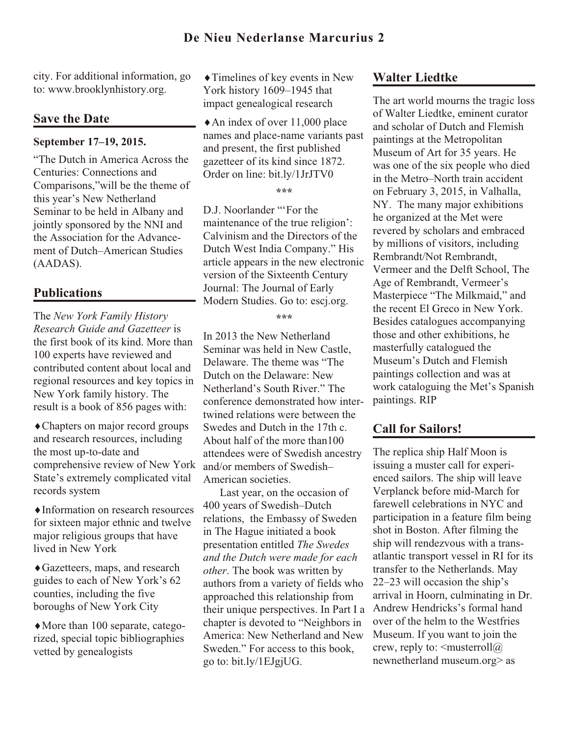city. For additional information, go to: www.brooklynhistory.org.

## Save the Date

**September 17–19, 2015.**

"The Dutch in America Across the Centuries: Connections and Comparisons,"will be the theme of this year's New Netherland Seminar to be held in Albany and jointly sponsored by the NNI and the Association for the Advancement of Dutch–American Studies (AADAS).

## Publications

The *New York Family History Research Guide and Gazetteer* is the first book of its kind. More than 100 experts have reviewed and contributed content about local and regional resources and key topics in New York family history. The result is a book of 856 pages with:

♦Chapters on major record groups and research resources, including the most up-to-date and comprehensive review of New York State's extremely complicated vital records system

♦Information on research resources for sixteen major ethnic and twelve major religious groups that have lived in New York

♦Gazetteers, maps, and research guides to each of New York's 62 counties, including the five boroughs of New York City

♦More than 100 separate, categorized, special topic bibliographies vetted by genealogists

♦Timelines of key events in New York history 1609–1945 that impact genealogical research

♦An index of over 11,000 place names and place-name variants past and present, the first published gazetteer of its kind since 1872. Order on line: bit.ly/1JrJTV0

\*\*\*

D.J. Noorlander "'For the maintenance of the true religion': Calvinism and the Directors of the Dutch West India Company." His article appears in the new electronic version of the Sixteenth Century Journal: The Journal of Early Modern Studies. Go to: escj.org.

\*\*\*

In 2013 the New Netherland Seminar was held in New Castle, Delaware. The theme was "The Dutch on the Delaware: New Netherland's South River." The conference demonstrated how intertwined relations were between the Swedes and Dutch in the 17th c. About half of the more than100 attendees were of Swedish ancestry and/or members of Swedish–American societies.

Last year, on the occasion of 400 years of Swedish–Dutch relations, the Embassy of Sweden in The Hague initiated a book presentation entitled *The Swedes and the Dutch were made for each other*. The book was written by authors from a variety of fields who approached this relationship from their unique perspectives. In Part I a chapter is devoted to "Neighbors in America: New Netherland and New Sweden." For access to this book, go to: bit.ly/1EJgjUG.

## Walter Liedtke

The art world mourns the tragic loss of Walter Liedtke, eminent curator and scholar of Dutch and Flemish paintings at the Metropolitan Museum of Art for 35 years. He was one of the six people who died in the Metro–North train accident on February 3, 2015, in Valhalla, NY. The many major exhibitions he organized at the Met were revered by scholars and embraced by millions of visitors, including Rembrandt/Not Rembrandt, Vermeer and the Delft School, The Age of Rembrandt, Vermeer's Masterpiece "The Milkmaid," and the recent El Greco in New York. Besides catalogues accompanying those and other exhibitions, he masterfully catalogued the Museum's Dutch and Flemish paintings collection and was at work cataloguing the Met's Spanish paintings. RIP

## Call for Sailors!

The replica ship Half Moon is issuing a muster call for experienced sailors. The ship will leave Verplanck before mid-March for farewell celebrations in NYC and participation in a feature film being shot in Boston. After filming the ship will rendezvous with a transatlantic transport vessel in RI for its transfer to the Netherlands. May 22–23 will occasion the ship's arrival in Hoorn, culminating in Dr. Andrew Hendricks's formal hand over of the helm to the Westfries Museum. If you want to join the crew, reply to: <musterroll@newnetherland museum.org> as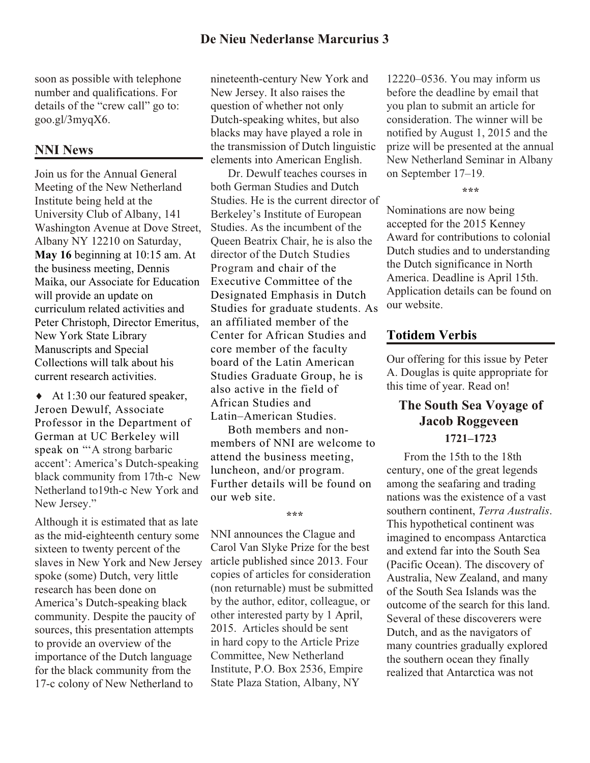soon as possible with telephone number and qualifications. For details of the "crew call" go to: goo.gl/3myqX6.

## NNI News

Join us for the Annual General Meeting of the New Netherland Institute being held at the University Club of Albany, 141 Washington Avenue at Dove Street, Albany NY 12210 on Saturday, **May 16** beginning at 10:15 am. At the business meeting, Dennis Maika, our Associate for Education will provide an update on curriculum related activities and Peter Christoph, Director Emeritus, New York State Library Manuscripts and Special Collections will talk about his current research activities.

♦ At 1:30 our featured speaker, Jeroen Dewulf, Associate Professor in the Department of German at UC Berkeley will speak on "'A strong barbaric accent': America's Dutch-speaking black community from 17th-c New Netherland to19th-c New York and New Jersey."

Although it is estimated that as late as the mid-eighteenth century some sixteen to twenty percent of the slaves in New York and New Jersey spoke (some) Dutch, very little research has been done on America's Dutch-speaking black community. Despite the paucity of sources, this presentation attempts to provide an overview of the importance of the Dutch language for the black community from the 17-c colony of New Netherland to nineteenth-century New York and New Jersey. It also raises the question of whether not only Dutch-speaking whites, but also blacks may have played a role in the transmission of Dutch linguistic elements into American English.

Dr. Dewulf teaches courses in both German Studies and Dutch Studies. He is the current director of Berkeley's Institute of European Studies. As the incumbent of the Queen Beatrix Chair, he is also the director of the Dutch Studies Program and chair of the Executive Committee of the Designated Emphasis in Dutch Studies for graduate students. As an affiliated member of the Center for African Studies and core member of the faculty board of the Latin American Studies Graduate Group, he is also active in the field of African Studies and Latin–American Studies.

Both members and non-members of NNI are welcome to attend the business meeting, luncheon, and/or program. Further details will be found on our web site.

\*\*\*

NNI announces the Clague and Carol Van Slyke Prize for the best article published since 2013. Four copies of articles for consideration (non returnable) must be submitted by the author, editor, colleague, or other interested party by 1 April, 2015. Articles should be sent in hard copy to the Article Prize Committee, New Netherland Institute, P.O. Box 2536, Empire State Plaza Station, Albany, NY 12220–0536. You may inform us before the deadline by email that you plan to submit an article for consideration. The winner will be notified by August 1, 2015 and the prize will be presented at the annual New Netherland Seminar in Albany on September 17–19.

\*\*\*

Nominations are now being accepted for the 2015 Kenney Award for contributions to colonial Dutch studies and to understanding the Dutch significance in North America. Deadline is April 15th. Application details can be found on our website.

## Totidem Verbis

Our offering for this issue by Peter A. Douglas is quite appropriate for this time of year. Read on!

### The South Sea Voyage of Jacob Roggeveen

**1721–1723**

From the 15th to the 18th century, one of the great legends among the seafaring and trading nations was the existence of a vast southern continent, *Terra Australis*. This hypothetical continent was imagined to encompass Antarctica and extend far into the South Sea (Pacific Ocean). The discovery of Australia, New Zealand, and many of the South Sea Islands was the outcome of the search for this land. Several of these discoverers were Dutch, and as the navigators of many countries gradually explored the southern ocean they finally realized that Antarctica was not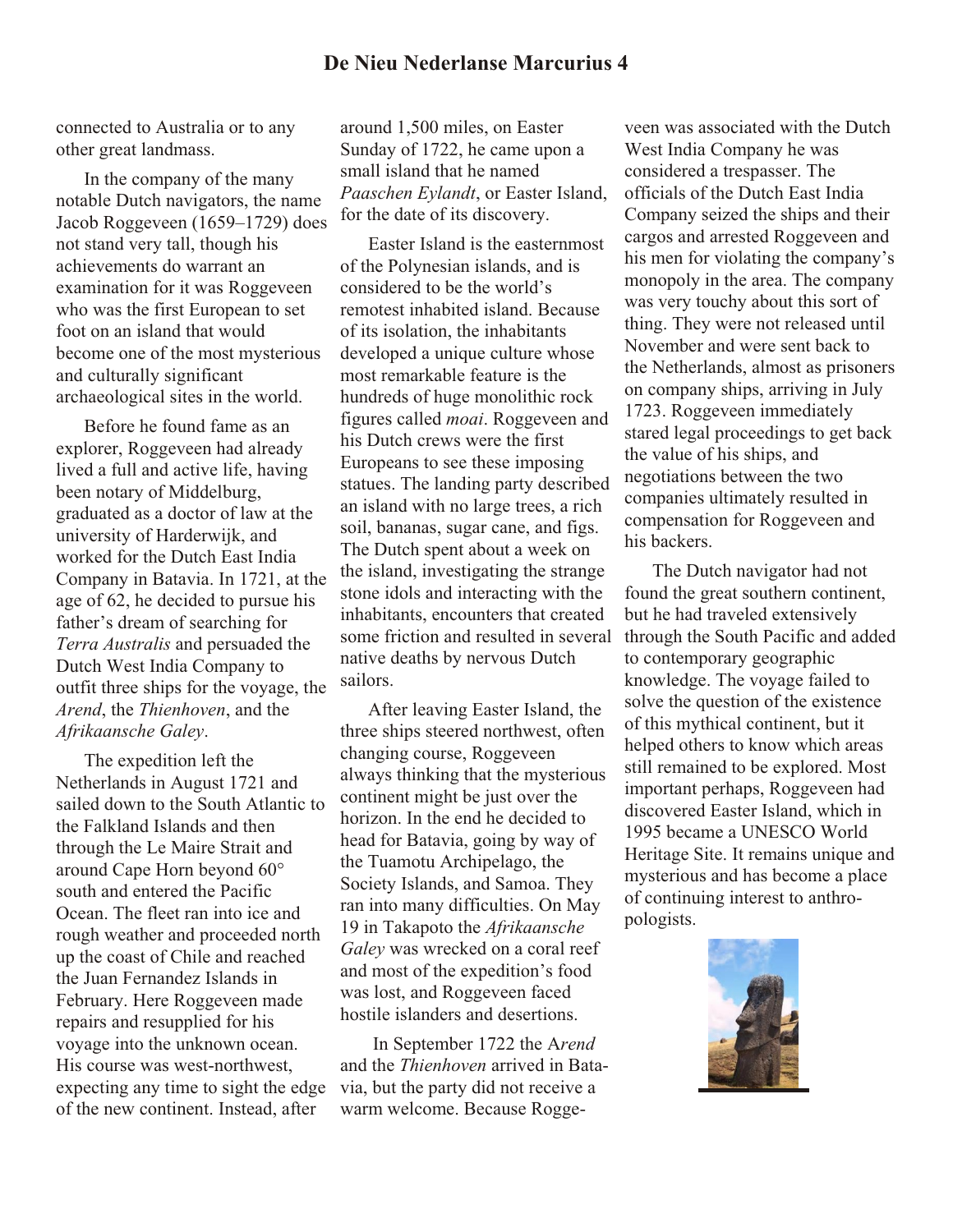connected to Australia or to any other great landmass.

In the company of the many notable Dutch navigators, the name Jacob Roggeveen (1659–1729) does not stand very tall, though his achievements do warrant an examination for it was Roggeveen who was the first European to set foot on an island that would become one of the most mysterious and culturally significant archaeological sites in the world.

Before he found fame as an explorer, Roggeveen had already lived a full and active life, having been notary of Middelburg, graduated as a doctor of law at the university of Harderwijk, and worked for the Dutch East India Company in Batavia. In 1721, at the age of 62, he decided to pursue his father's dream of searching for *Terra Australis* and persuaded the Dutch West India Company to outfit three ships for the voyage, the *Arend*, the *Thienhoven*, and the *Afrikaansche Galey*.

The expedition left the Netherlands in August 1721 and sailed down to the South Atlantic to the Falkland Islands and then through the Le Maire Strait and around Cape Horn beyond 60° south and entered the Pacific Ocean. The fleet ran into ice and rough weather and proceeded north up the coast of Chile and reached the Juan Fernandez Islands in February. Here Roggeveen made repairs and resupplied for his voyage into the unknown ocean. His course was west-northwest, expecting any time to sight the edge of the new continent. Instead, after around 1,500 miles, on Easter Sunday of 1722, he came upon a small island that he named *Paaschen Eylandt*, or Easter Island, for the date of its discovery.

Easter Island is the easternmost of the Polynesian islands, and is considered to be the world's remotest inhabited island. Because of its isolation, the inhabitants developed a unique culture whose most remarkable feature is the hundreds of huge monolithic rock figures called *moai*. Roggeveen and his Dutch crews were the first Europeans to see these imposing statues. The landing party described an island with no large trees, a rich soil, bananas, sugar cane, and figs. The Dutch spent about a week on the island, investigating the strange stone idols and interacting with the inhabitants, encounters that created some friction and resulted in several native deaths by nervous Dutch sailors.

After leaving Easter Island, the three ships steered northwest, often changing course, Roggeveen always thinking that the mysterious continent might be just over the horizon. In the end he decided to head for Batavia, going by way of the Tuamotu Archipelago, the Society Islands, and Samoa. They ran into many difficulties. On May 19 in Takapoto the *Afrikaansche Galey* was wrecked on a coral reef and most of the expedition's food was lost, and Roggeveen faced hostile islanders and desertions.

In September 1722 the A*rend* and the *Thienhoven* arrived in Batavia, but the party did not receive a warm welcome. Because Roggeveen was associated with the Dutch West India Company he was considered a trespasser. The officials of the Dutch East India Company seized the ships and their cargos and arrested Roggeveen and his men for violating the company's monopoly in the area. The company was very touchy about this sort of thing. They were not released until November and were sent back to the Netherlands, almost as prisoners on company ships, arriving in July 1723. Roggeveen immediately stared legal proceedings to get back the value of his ships, and negotiations between the two companies ultimately resulted in compensation for Roggeveen and his backers.

The Dutch navigator had not found the great southern continent, but he had traveled extensively through the South Pacific and added to contemporary geographic knowledge. The voyage failed to solve the question of the existence of this mythical continent, but it helped others to know which areas still remained to be explored. Most important perhaps, Roggeveen had discovered Easter Island, which in 1995 became a UNESCO World Heritage Site. It remains unique and mysterious and has become a place of continuing interest to anthropologists.